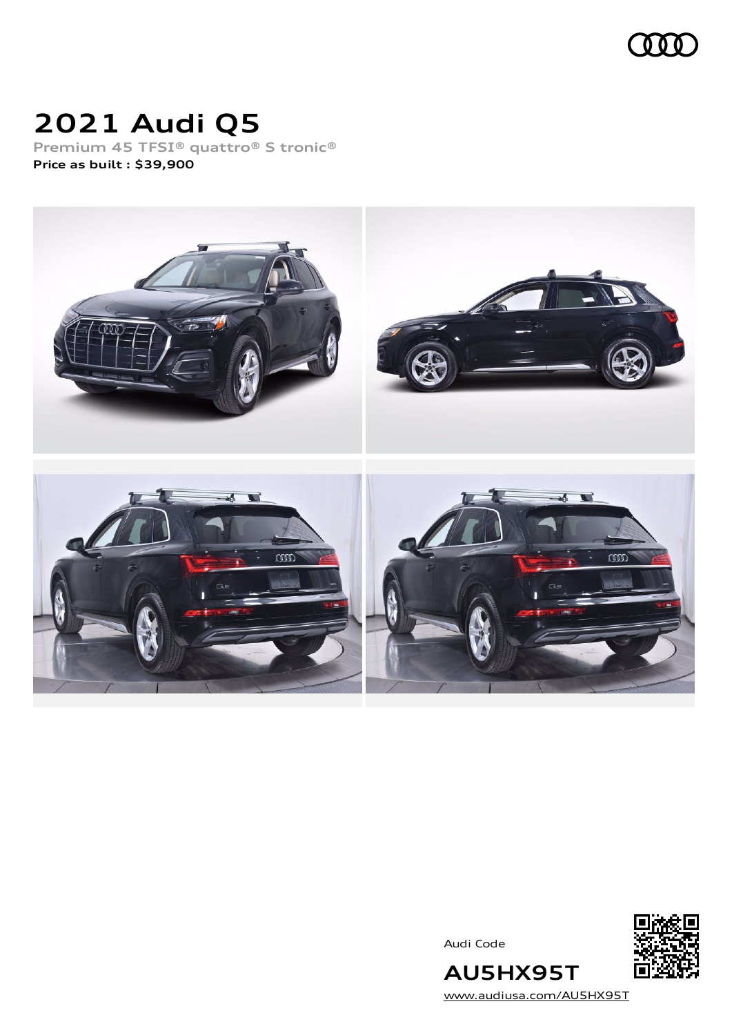# 2021 Audi Q5

Premium 45 TFSI® quattro® S tronic®

**Price as built : $39,900**

Audi Code

**AU5HX95T**

www.audiusa.com/AU5HX95T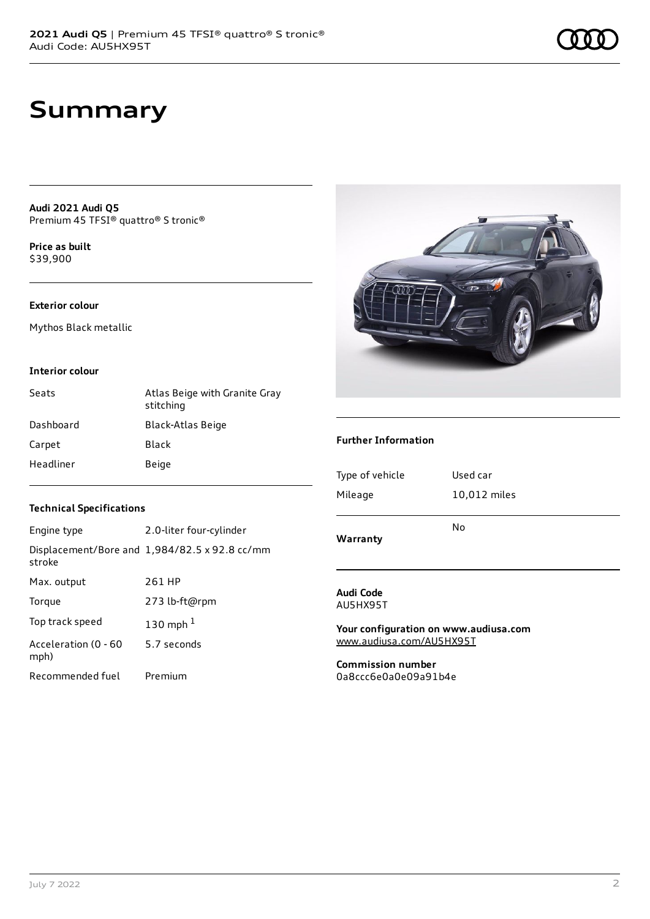# Summary

**Audi 2021 Audi Q5**
Premium 45 TFSI® quattro® S tronic®

**Price as built**
$39,900

**Exterior colour**

Mythos Black metallic

**Interior colour**

| | |
|---|---|
| Seats | Atlas Beige with Granite Gray stitching |
| Dashboard | Black-Atlas Beige |
| Carpet | Black |
| Headliner | Beige |

**Technical Specifications**

| | |
|---|---|
| Engine type | 2.0-liter four-cylinder |
| Displacement/Bore and stroke | 1,984/82.5 x 92.8 cc/mm |
| Max. output | 261 HP |
| Torque | 273 lb-ft@rpm |
| Top track speed | 130 mph [1] |
| Acceleration (0 - 60 mph) | 5.7 seconds |
| Recommended fuel | Premium |

**Further Information**

| | |
|---|---|
| Type of vehicle | Used car |
| Mileage | 10,012 miles |
| **Warranty** | No |

**Audi Code**
AU5HX95T

**Your configuration on www.audiusa.com**
www.audiusa.com/AU5HX95T

**Commission number**
0a8ccc6e0a0e09a91b4e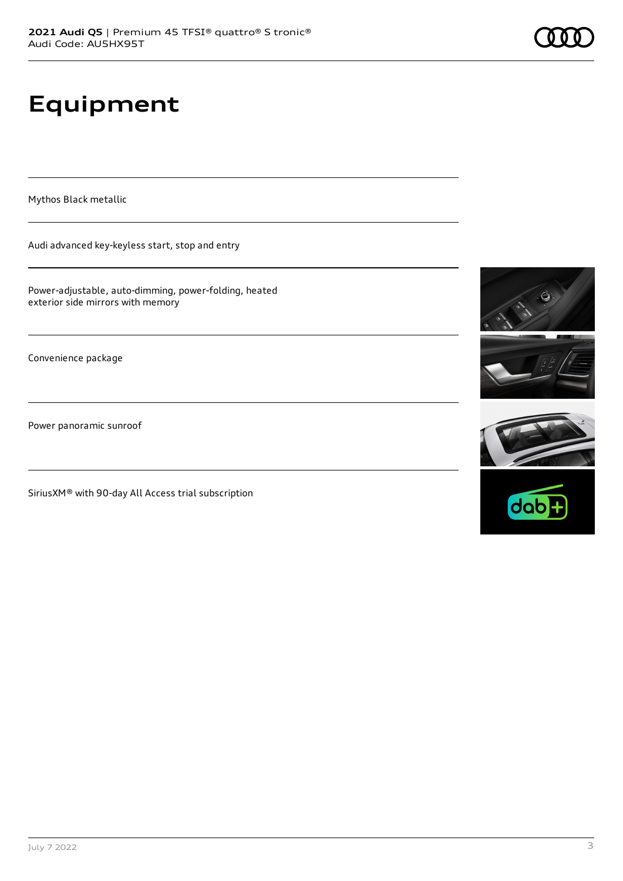# Equipment

Mythos Black metallic

Audi advanced key-keyless start, stop and entry

Power-adjustable, auto-dimming, power-folding, heated exterior side mirrors with memory

Convenience package

Power panoramic sunroof

SiriusXM® with 90-day All Access trial subscription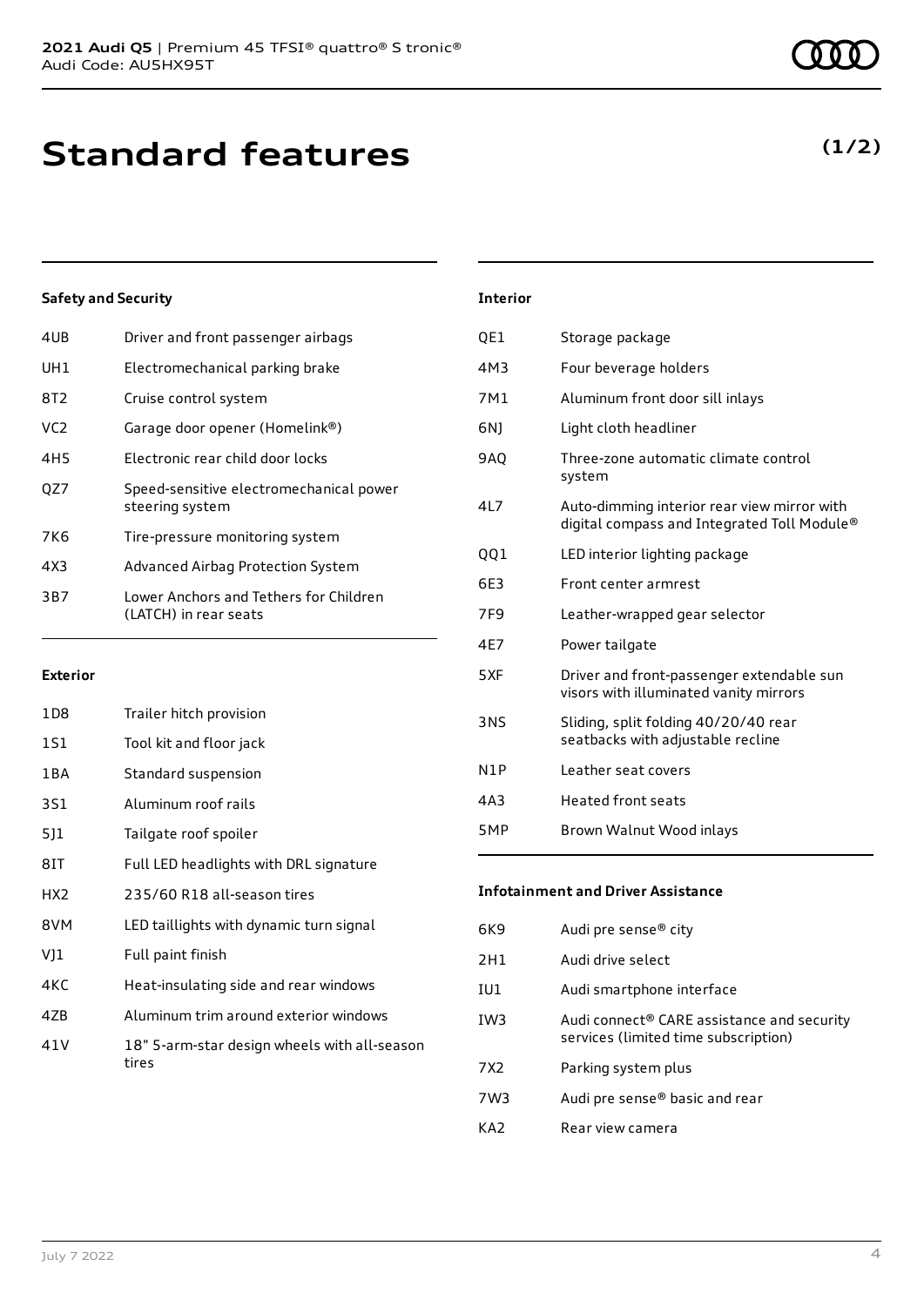# Standard features

**(1/2)**

### Safety and Security

| | |
|---|---|
| 4UB | Driver and front passenger airbags |
| UH1 | Electromechanical parking brake |
| 8T2 | Cruise control system |
| VC2 | Garage door opener (Homelink®) |
| 4H5 | Electronic rear child door locks |
| QZ7 | Speed-sensitive electromechanical power steering system |
| 7K6 | Tire-pressure monitoring system |
| 4X3 | Advanced Airbag Protection System |
| 3B7 | Lower Anchors and Tethers for Children (LATCH) in rear seats |

### Exterior

| | |
|---|---|
| 1D8 | Trailer hitch provision |
| 1S1 | Tool kit and floor jack |
| 1BA | Standard suspension |
| 3S1 | Aluminum roof rails |
| 5J1 | Tailgate roof spoiler |
| 8IT | Full LED headlights with DRL signature |
| HX2 | 235/60 R18 all-season tires |
| 8VM | LED taillights with dynamic turn signal |
| VJ1 | Full paint finish |
| 4KC | Heat-insulating side and rear windows |
| 4ZB | Aluminum trim around exterior windows |
| 41V | 18" 5-arm-star design wheels with all-season tires |

### Interior

| | |
|---|---|
| QE1 | Storage package |
| 4M3 | Four beverage holders |
| 7M1 | Aluminum front door sill inlays |
| 6NJ | Light cloth headliner |
| 9AQ | Three-zone automatic climate control system |
| 4L7 | Auto-dimming interior rear view mirror with digital compass and Integrated Toll Module® |
| QQ1 | LED interior lighting package |
| 6E3 | Front center armrest |
| 7F9 | Leather-wrapped gear selector |
| 4E7 | Power tailgate |
| 5XF | Driver and front-passenger extendable sun visors with illuminated vanity mirrors |
| 3NS | Sliding, split folding 40/20/40 rear seatbacks with adjustable recline |
| N1P | Leather seat covers |
| 4A3 | Heated front seats |
| 5MP | Brown Walnut Wood inlays |

### Infotainment and Driver Assistance

| | |
|---|---|
| 6K9 | Audi pre sense® city |
| 2H1 | Audi drive select |
| IU1 | Audi smartphone interface |
| IW3 | Audi connect® CARE assistance and security services (limited time subscription) |
| 7X2 | Parking system plus |
| 7W3 | Audi pre sense® basic and rear |
| KA2 | Rear view camera |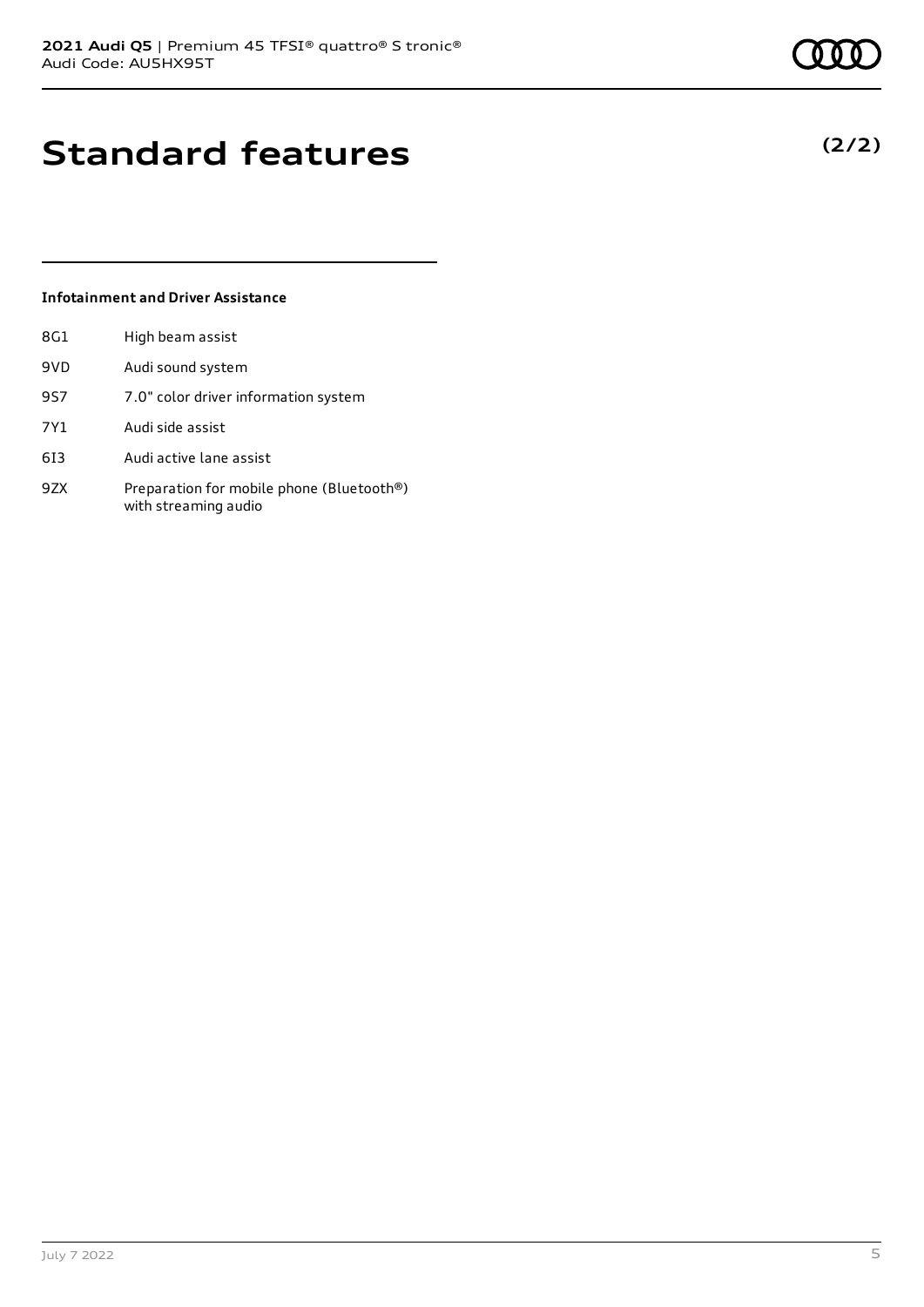# Standard features

**(2/2)**

### Infotainment and Driver Assistance

| | |
|---|---|
| 8G1 | High beam assist |
| 9VD | Audi sound system |
| 9S7 | 7.0" color driver information system |
| 7Y1 | Audi side assist |
| 6I3 | Audi active lane assist |
| 9ZX | Preparation for mobile phone (Bluetooth®) with streaming audio |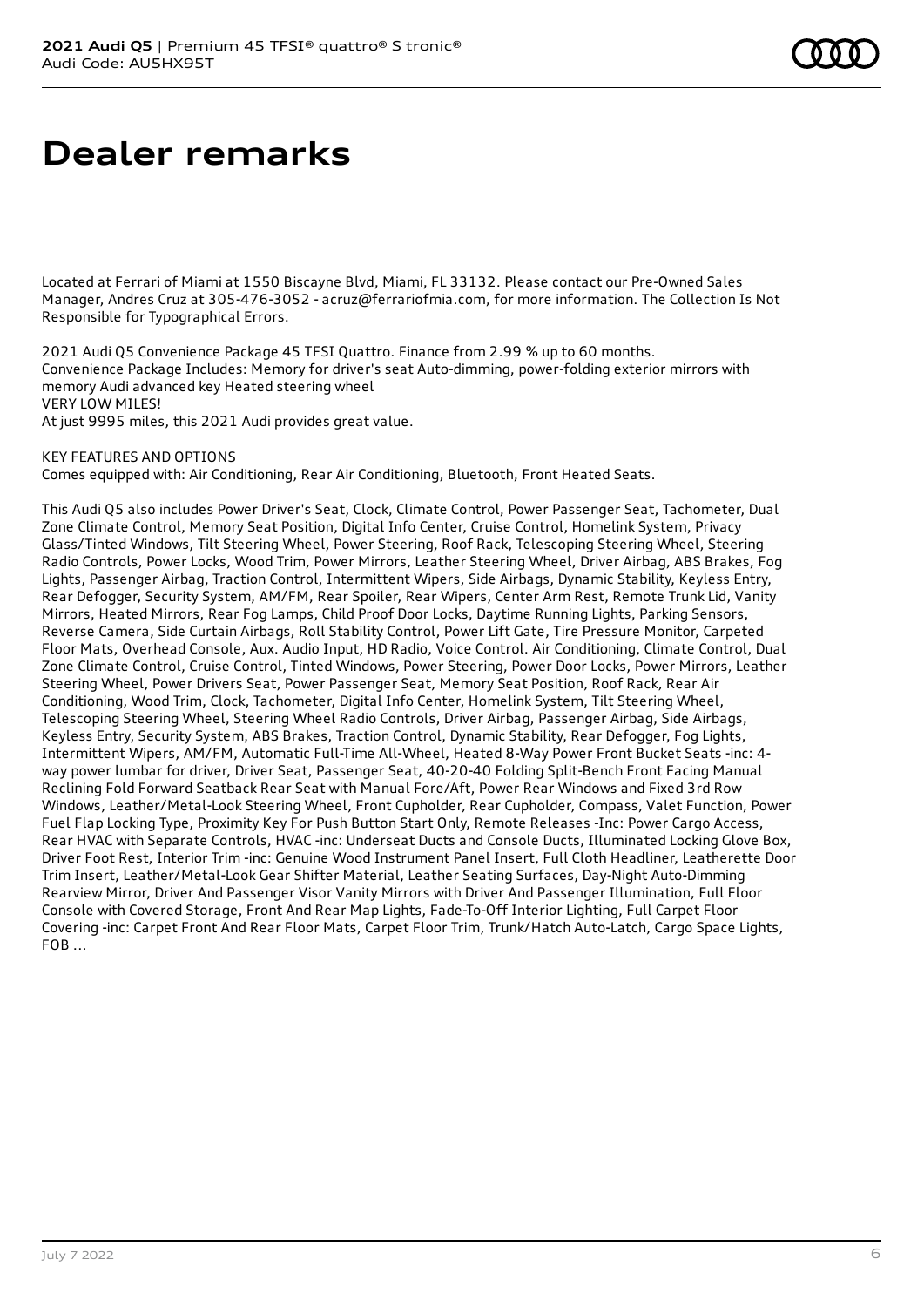# Dealer remarks

Located at Ferrari of Miami at 1550 Biscayne Blvd, Miami, FL 33132. Please contact our Pre-Owned Sales Manager, Andres Cruz at 305-476-3052 - acruz@ferrariofmia.com, for more information. The Collection Is Not Responsible for Typographical Errors.

2021 Audi Q5 Convenience Package 45 TFSI Quattro. Finance from 2.99 % up to 60 months.
Convenience Package Includes: Memory for driver's seat Auto-dimming, power-folding exterior mirrors with memory Audi advanced key Heated steering wheel
VERY LOW MILES!
At just 9995 miles, this 2021 Audi provides great value.

KEY FEATURES AND OPTIONS
Comes equipped with: Air Conditioning, Rear Air Conditioning, Bluetooth, Front Heated Seats.

This Audi Q5 also includes Power Driver's Seat, Clock, Climate Control, Power Passenger Seat, Tachometer, Dual Zone Climate Control, Memory Seat Position, Digital Info Center, Cruise Control, Homelink System, Privacy Glass/Tinted Windows, Tilt Steering Wheel, Power Steering, Roof Rack, Telescoping Steering Wheel, Steering Radio Controls, Power Locks, Wood Trim, Power Mirrors, Leather Steering Wheel, Driver Airbag, ABS Brakes, Fog Lights, Passenger Airbag, Traction Control, Intermittent Wipers, Side Airbags, Dynamic Stability, Keyless Entry, Rear Defogger, Security System, AM/FM, Rear Spoiler, Rear Wipers, Center Arm Rest, Remote Trunk Lid, Vanity Mirrors, Heated Mirrors, Rear Fog Lamps, Child Proof Door Locks, Daytime Running Lights, Parking Sensors, Reverse Camera, Side Curtain Airbags, Roll Stability Control, Power Lift Gate, Tire Pressure Monitor, Carpeted Floor Mats, Overhead Console, Aux. Audio Input, HD Radio, Voice Control. Air Conditioning, Climate Control, Dual Zone Climate Control, Cruise Control, Tinted Windows, Power Steering, Power Door Locks, Power Mirrors, Leather Steering Wheel, Power Drivers Seat, Power Passenger Seat, Memory Seat Position, Roof Rack, Rear Air Conditioning, Wood Trim, Clock, Tachometer, Digital Info Center, Homelink System, Tilt Steering Wheel, Telescoping Steering Wheel, Steering Wheel Radio Controls, Driver Airbag, Passenger Airbag, Side Airbags, Keyless Entry, Security System, ABS Brakes, Traction Control, Dynamic Stability, Rear Defogger, Fog Lights, Intermittent Wipers, AM/FM, Automatic Full-Time All-Wheel, Heated 8-Way Power Front Bucket Seats -inc: 4-way power lumbar for driver, Driver Seat, Passenger Seat, 40-20-40 Folding Split-Bench Front Facing Manual Reclining Fold Forward Seatback Rear Seat with Manual Fore/Aft, Power Rear Windows and Fixed 3rd Row Windows, Leather/Metal-Look Steering Wheel, Front Cupholder, Rear Cupholder, Compass, Valet Function, Power Fuel Flap Locking Type, Proximity Key For Push Button Start Only, Remote Releases -Inc: Power Cargo Access, Rear HVAC with Separate Controls, HVAC -inc: Underseat Ducts and Console Ducts, Illuminated Locking Glove Box, Driver Foot Rest, Interior Trim -inc: Genuine Wood Instrument Panel Insert, Full Cloth Headliner, Leatherette Door Trim Insert, Leather/Metal-Look Gear Shifter Material, Leather Seating Surfaces, Day-Night Auto-Dimming Rearview Mirror, Driver And Passenger Visor Vanity Mirrors with Driver And Passenger Illumination, Full Floor Console with Covered Storage, Front And Rear Map Lights, Fade-To-Off Interior Lighting, Full Carpet Floor Covering -inc: Carpet Front And Rear Floor Mats, Carpet Floor Trim, Trunk/Hatch Auto-Latch, Cargo Space Lights, FOB ...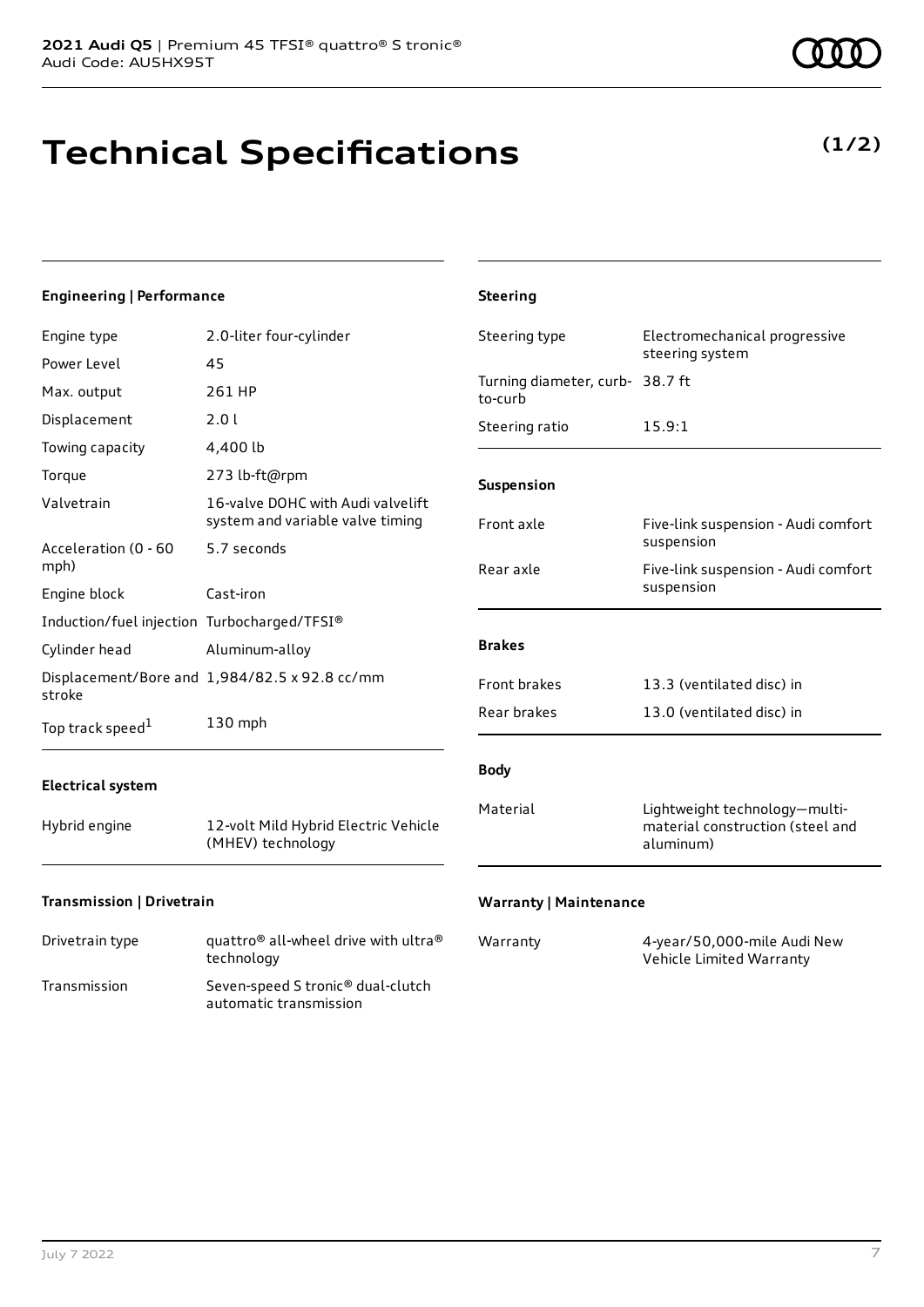# Technical Specifications

**(1/2)**

### Engineering | Performance

| | |
|---|---|
| Engine type | 2.0-liter four-cylinder |
| Power Level | 45 |
| Max. output | 261 HP |
| Displacement | 2.0 l |
| Towing capacity | 4,400 lb |
| Torque | 273 lb-ft@rpm |
| Valvetrain | 16-valve DOHC with Audi valvelift system and variable valve timing |
| Acceleration (0 - 60 mph) | 5.7 seconds |
| Engine block | Cast-iron |
| Induction/fuel injection | Turbocharged/TFSI® |
| Cylinder head | Aluminum-alloy |
| Displacement/Bore and stroke | 1,984/82.5 x 92.8 cc/mm |
| Top track speed[1] | 130 mph |

### Electrical system

| | |
|---|---|
| Hybrid engine | 12-volt Mild Hybrid Electric Vehicle (MHEV) technology |

### Transmission | Drivetrain

| | |
|---|---|
| Drivetrain type | quattro® all-wheel drive with ultra® technology |
| Transmission | Seven-speed S tronic® dual-clutch automatic transmission |

### Steering

| | |
|---|---|
| Steering type | Electromechanical progressive steering system |
| Turning diameter, curb-to-curb | 38.7 ft |
| Steering ratio | 15.9:1 |

### Suspension

| | |
|---|---|
| Front axle | Five-link suspension - Audi comfort suspension |
| Rear axle | Five-link suspension - Audi comfort suspension |

### Brakes

| | |
|---|---|
| Front brakes | 13.3 (ventilated disc) in |
| Rear brakes | 13.0 (ventilated disc) in |

### Body

| | |
|---|---|
| Material | Lightweight technology—multi-material construction (steel and aluminum) |

### Warranty | Maintenance

| | |
|---|---|
| Warranty | 4-year/50,000-mile Audi New Vehicle Limited Warranty |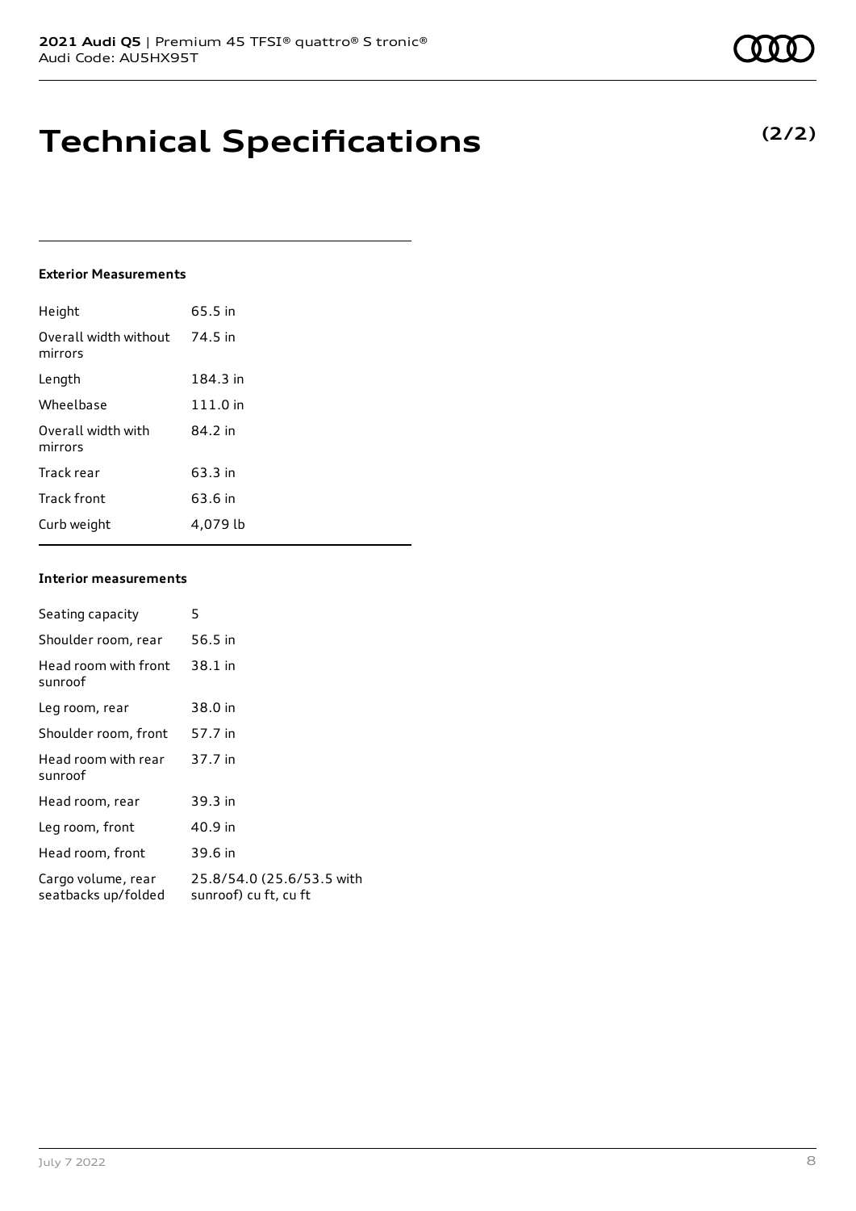# Technical Specifications

**(2/2)**

#### Exterior Measurements

| | |
|---|---|
| Height | 65.5 in |
| Overall width without mirrors | 74.5 in |
| Length | 184.3 in |
| Wheelbase | 111.0 in |
| Overall width with mirrors | 84.2 in |
| Track rear | 63.3 in |
| Track front | 63.6 in |
| Curb weight | 4,079 lb |

#### Interior measurements

| | |
|---|---|
| Seating capacity | 5 |
| Shoulder room, rear | 56.5 in |
| Head room with front sunroof | 38.1 in |
| Leg room, rear | 38.0 in |
| Shoulder room, front | 57.7 in |
| Head room with rear sunroof | 37.7 in |
| Head room, rear | 39.3 in |
| Leg room, front | 40.9 in |
| Head room, front | 39.6 in |
| Cargo volume, rear seatbacks up/folded | 25.8/54.0 (25.6/53.5 with sunroof) cu ft, cu ft |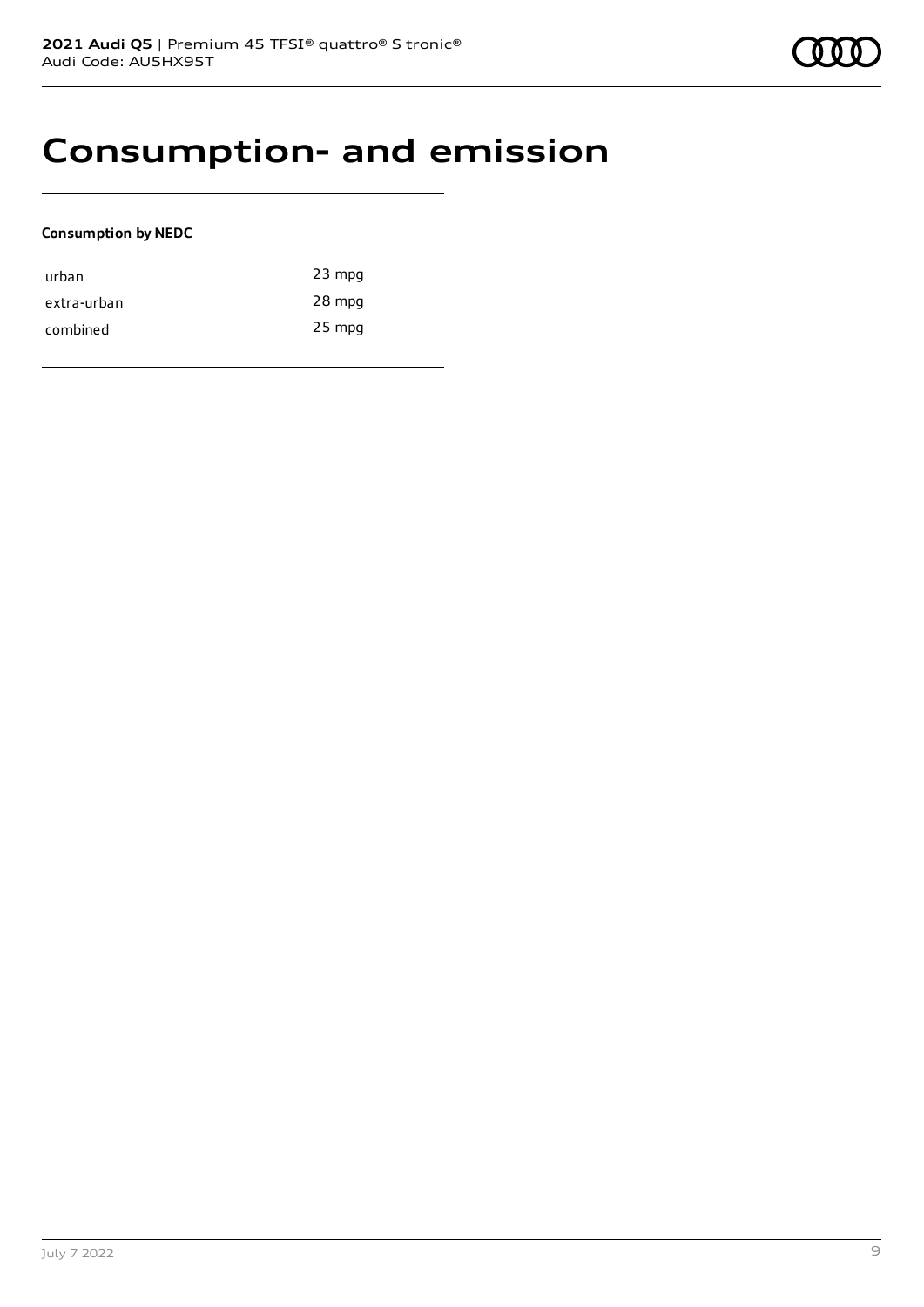# Consumption- and emission

**Consumption by NEDC**

| | |
|---|---|
| urban | 23 mpg |
| extra-urban | 28 mpg |
| combined | 25 mpg |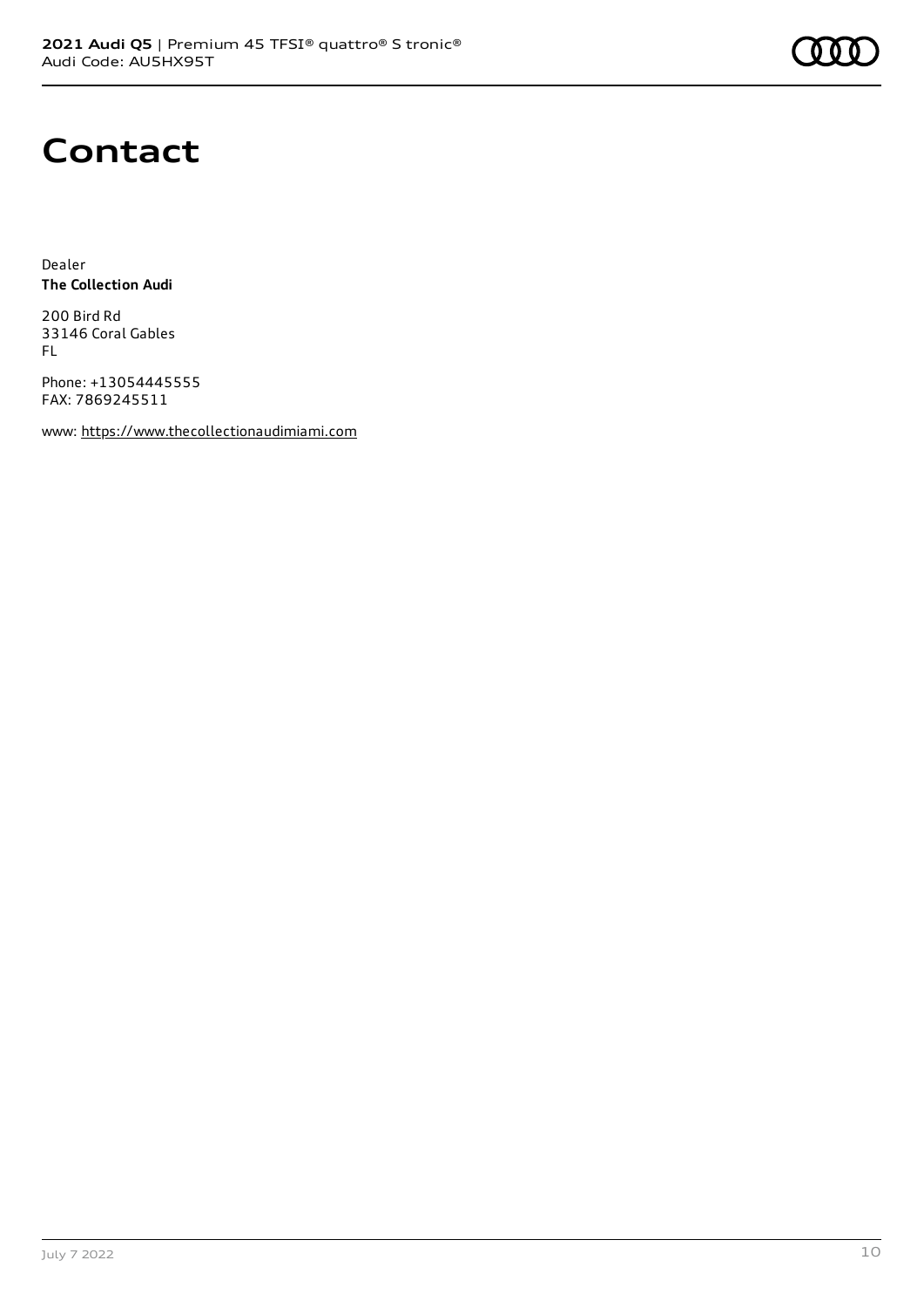# Contact

Dealer
**The Collection Audi**

200 Bird Rd
33146 Coral Gables
FL

Phone: +13054445555
FAX: 7869245511

www: https://www.thecollectionaudimiami.com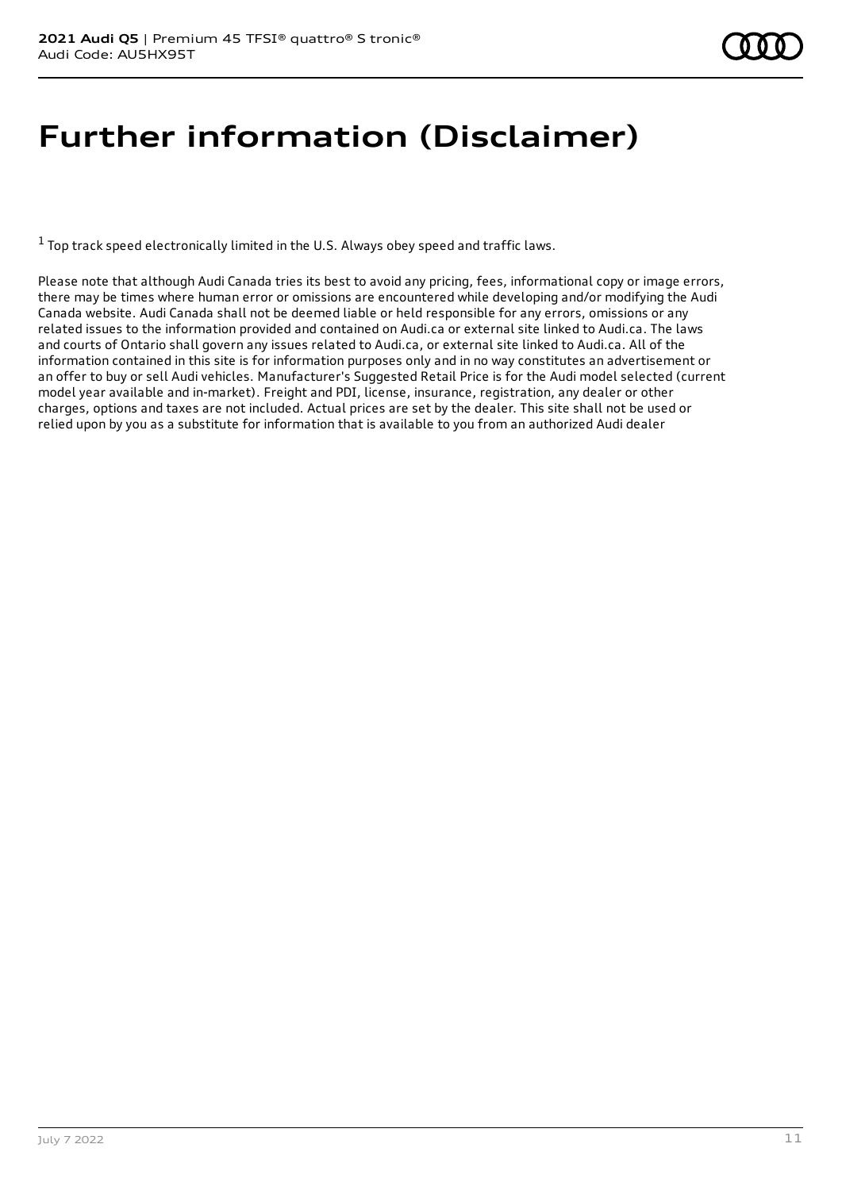# Further information (Disclaimer)

[1] Top track speed electronically limited in the U.S. Always obey speed and traffic laws.

Please note that although Audi Canada tries its best to avoid any pricing, fees, informational copy or image errors, there may be times where human error or omissions are encountered while developing and/or modifying the Audi Canada website. Audi Canada shall not be deemed liable or held responsible for any errors, omissions or any related issues to the information provided and contained on Audi.ca or external site linked to Audi.ca. The laws and courts of Ontario shall govern any issues related to Audi.ca, or external site linked to Audi.ca. All of the information contained in this site is for information purposes only and in no way constitutes an advertisement or an offer to buy or sell Audi vehicles. Manufacturer's Suggested Retail Price is for the Audi model selected (current model year available and in-market). Freight and PDI, license, insurance, registration, any dealer or other charges, options and taxes are not included. Actual prices are set by the dealer. This site shall not be used or relied upon by you as a substitute for information that is available to you from an authorized Audi dealer